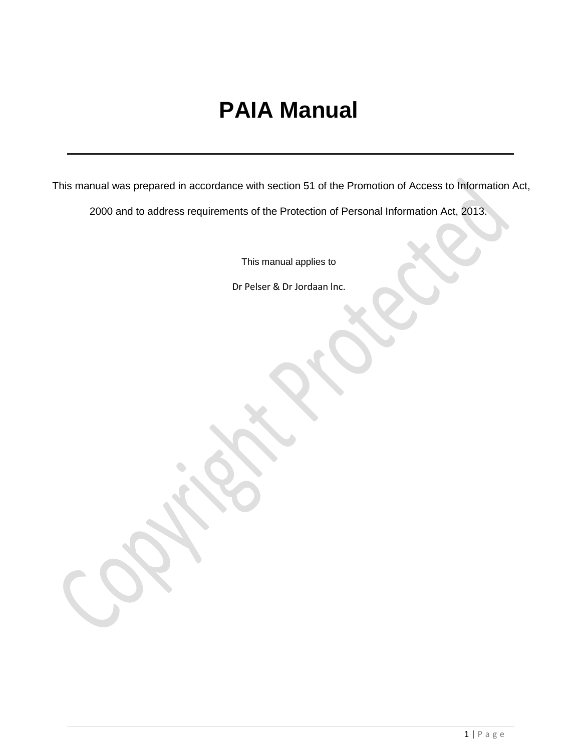# PAIA Manual

This manual was prepared in accordance with section 51 of the Promotion of Access to Information Act, 2000 and to address requirements of the Protection of Personal Information Act, 2013.

This manual applies to

Dr Pelser & Dr Jordaan lnc.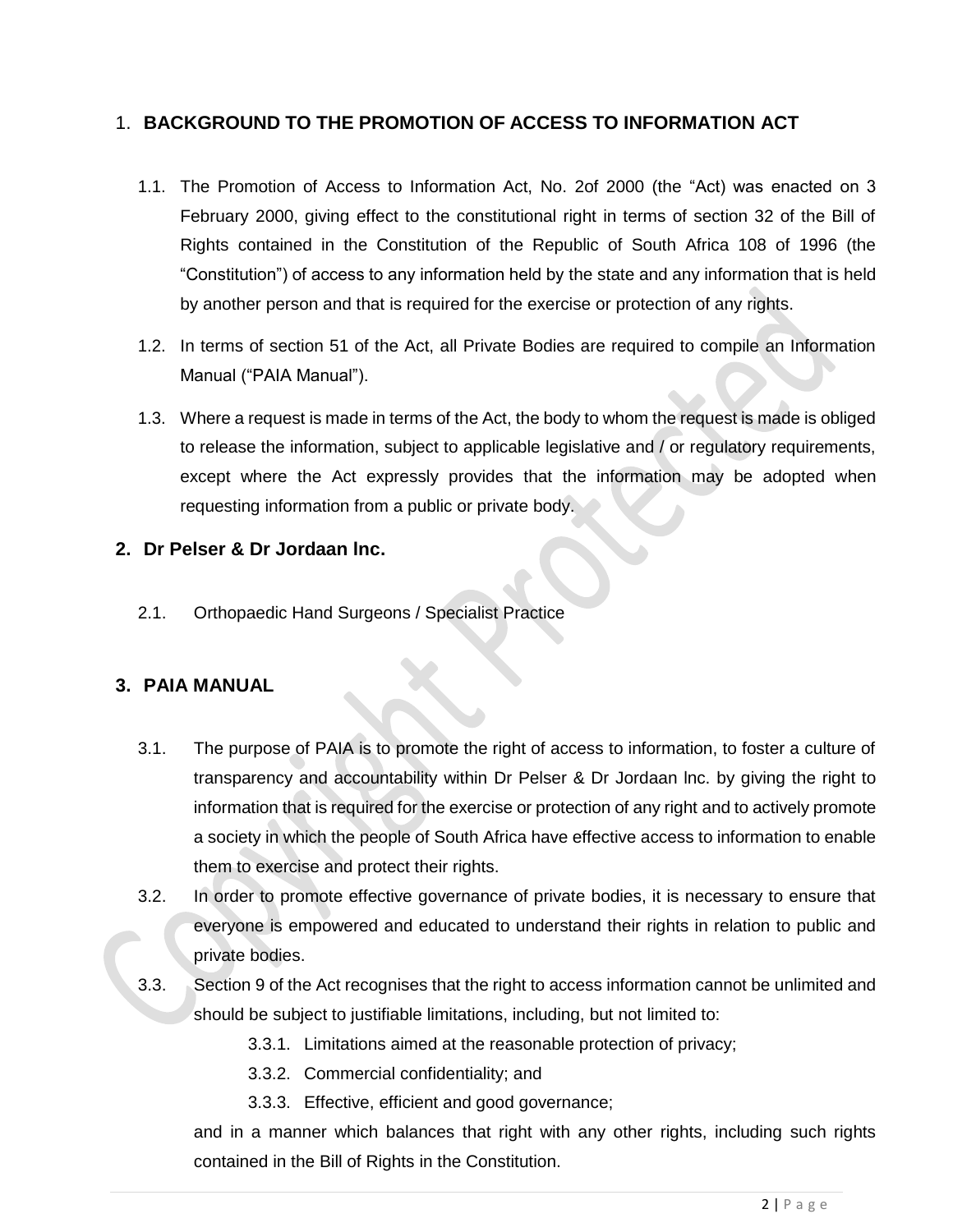## 1. BACKGROUND TO THE PROMOTION OF ACCESS TO INFORMATION ACT

1.1. The Promotion of Access to Information Act, No. 2of 2000 (the "Act) was enacted on 3 February 2000, giving effect to the constitutional right in terms of section 32 of the Bill of Rights contained in the Constitution of the Republic of South Africa 108 of 1996 (the "Constitution") of access to any information held by the state and any information that is held by another person and that is required for the exercise or protection of any rights.

1.2. In terms of section 51 of the Act, all Private Bodies are required to compile an Information Manual ("PAIA Manual").

1.3. Where a request is made in terms of the Act, the body to whom the request is made is obliged to release the information, subject to applicable legislative and / or regulatory requirements, except where the Act expressly provides that the information may be adopted when requesting information from a public or private body.

## 2. Dr Pelser & Dr Jordaan Inc.

2.1. Orthopaedic Hand Surgeons / Specialist Practice

## 3. PAIA MANUAL

3.1. The purpose of PAIA is to promote the right of access to information, to foster a culture of transparency and accountability within Dr Pelser & Dr Jordaan Inc. by giving the right to information that is required for the exercise or protection of any right and to actively promote a society in which the people of South Africa have effective access to information to enable them to exercise and protect their rights.

3.2. In order to promote effective governance of private bodies, it is necessary to ensure that everyone is empowered and educated to understand their rights in relation to public and private bodies.

3.3. Section 9 of the Act recognises that the right to access information cannot be unlimited and should be subject to justifiable limitations, including, but not limited to:

3.3.1. Limitations aimed at the reasonable protection of privacy;

3.3.2. Commercial confidentiality; and

3.3.3. Effective, efficient and good governance;

and in a manner which balances that right with any other rights, including such rights contained in the Bill of Rights in the Constitution.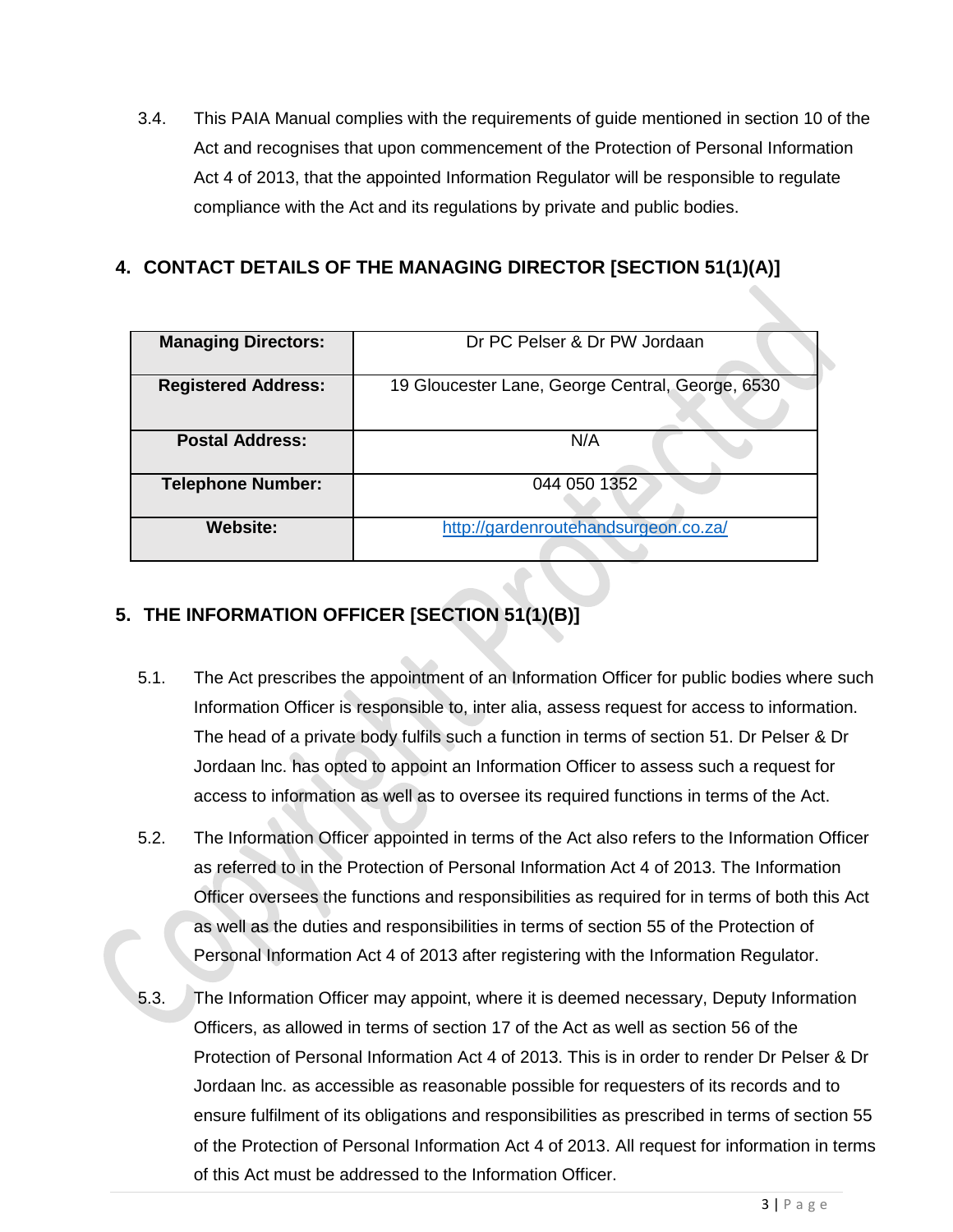3.4. This PAIA Manual complies with the requirements of guide mentioned in section 10 of the Act and recognises that upon commencement of the Protection of Personal Information Act 4 of 2013, that the appointed Information Regulator will be responsible to regulate compliance with the Act and its regulations by private and public bodies.

## 4. CONTACT DETAILS OF THE MANAGING DIRECTOR [SECTION 51(1)(A)]

| **Managing Directors:** | Dr PC Pelser & Dr PW Jordaan |
|---|---|
| **Registered Address:** | 19 Gloucester Lane, George Central, George, 6530 |
| **Postal Address:** | N/A |
| **Telephone Number:** | 044 050 1352 |
| **Website:** | http://gardenroutehandsurgeon.co.za/ |

## 5. THE INFORMATION OFFICER [SECTION 51(1)(B)]

5.1. The Act prescribes the appointment of an Information Officer for public bodies where such Information Officer is responsible to, inter alia, assess request for access to information. The head of a private body fulfils such a function in terms of section 51. Dr Pelser & Dr Jordaan Inc. has opted to appoint an Information Officer to assess such a request for access to information as well as to oversee its required functions in terms of the Act.

5.2. The Information Officer appointed in terms of the Act also refers to the Information Officer as referred to in the Protection of Personal Information Act 4 of 2013. The Information Officer oversees the functions and responsibilities as required for in terms of both this Act as well as the duties and responsibilities in terms of section 55 of the Protection of Personal Information Act 4 of 2013 after registering with the Information Regulator.

5.3. The Information Officer may appoint, where it is deemed necessary, Deputy Information Officers, as allowed in terms of section 17 of the Act as well as section 56 of the Protection of Personal Information Act 4 of 2013. This is in order to render Dr Pelser & Dr Jordaan Inc. as accessible as reasonable possible for requesters of its records and to ensure fulfilment of its obligations and responsibilities as prescribed in terms of section 55 of the Protection of Personal Information Act 4 of 2013. All request for information in terms of this Act must be addressed to the Information Officer.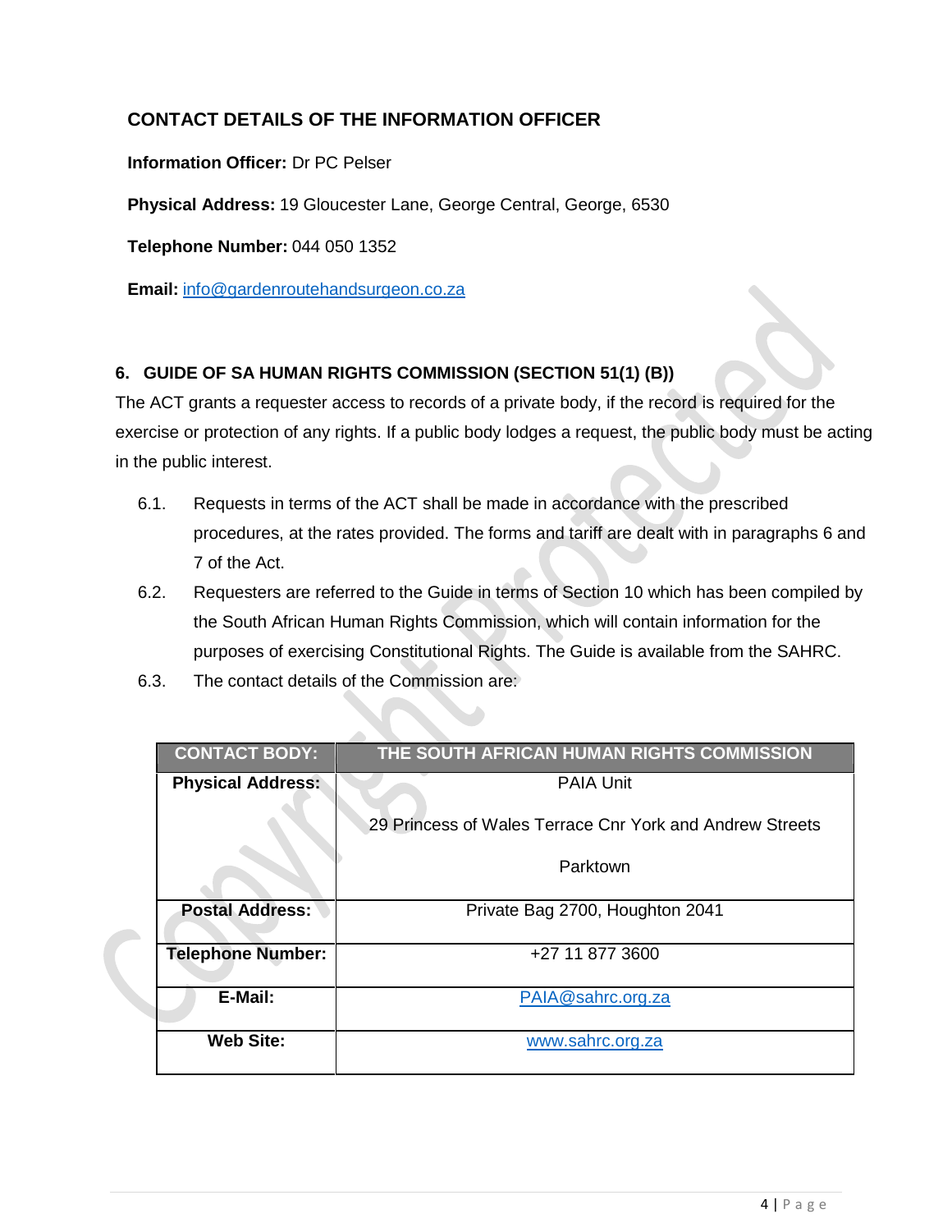## CONTACT DETAILS OF THE INFORMATION OFFICER

**Information Officer:** Dr PC Pelser

**Physical Address:** 19 Gloucester Lane, George Central, George, 6530

**Telephone Number:** 044 050 1352

**Email:** info@gardenroutehandsurgeon.co.za

### 6. GUIDE OF SA HUMAN RIGHTS COMMISSION (SECTION 51(1) (B))

The ACT grants a requester access to records of a private body, if the record is required for the exercise or protection of any rights. If a public body lodges a request, the public body must be acting in the public interest.

6.1. Requests in terms of the ACT shall be made in accordance with the prescribed procedures, at the rates provided. The forms and tariff are dealt with in paragraphs 6 and 7 of the Act.

6.2. Requesters are referred to the Guide in terms of Section 10 which has been compiled by the South African Human Rights Commission, which will contain information for the purposes of exercising Constitutional Rights. The Guide is available from the SAHRC.

6.3. The contact details of the Commission are:

| CONTACT BODY: | THE SOUTH AFRICAN HUMAN RIGHTS COMMISSION |
|---|---|
| **Physical Address:** | PAIA Unit<br><br>29 Princess of Wales Terrace Cnr York and Andrew Streets<br><br>Parktown |
| **Postal Address:** | Private Bag 2700, Houghton 2041 |
| **Telephone Number:** | +27 11 877 3600 |
| **E-Mail:** | PAIA@sahrc.org.za |
| **Web Site:** | www.sahrc.org.za |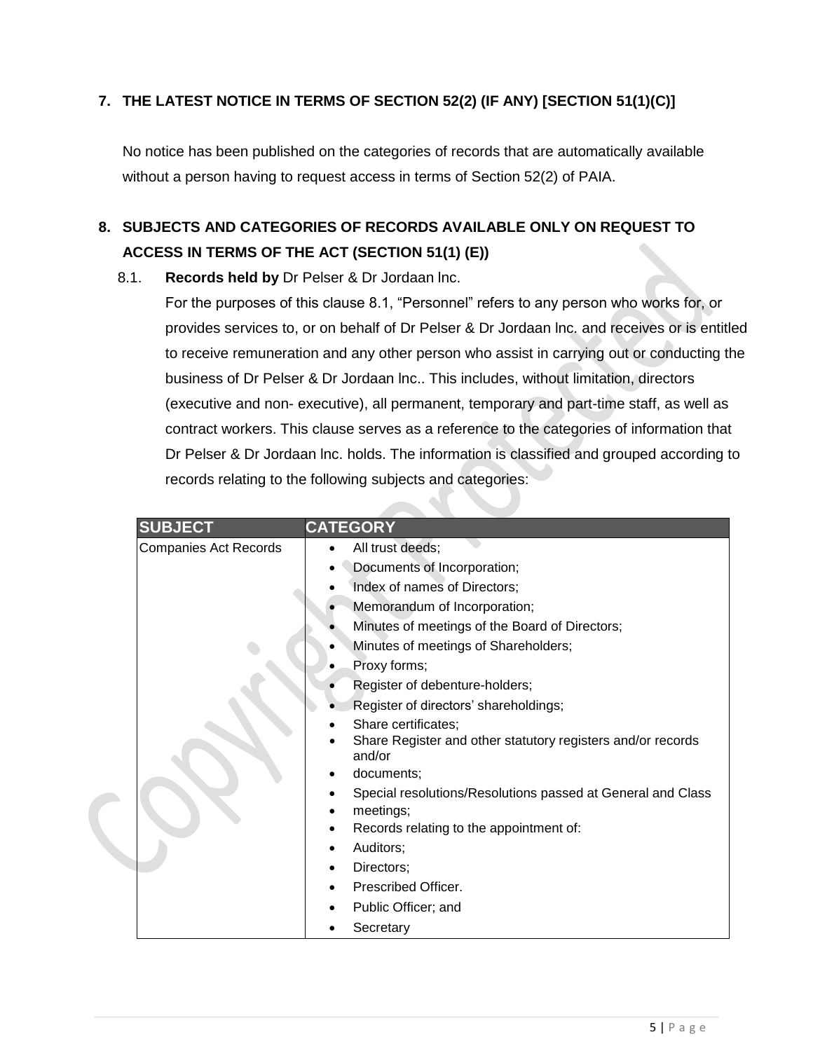## 7. THE LATEST NOTICE IN TERMS OF SECTION 52(2) (IF ANY) [SECTION 51(1)(C)]

No notice has been published on the categories of records that are automatically available without a person having to request access in terms of Section 52(2) of PAIA.

## 8. SUBJECTS AND CATEGORIES OF RECORDS AVAILABLE ONLY ON REQUEST TO ACCESS IN TERMS OF THE ACT (SECTION 51(1) (E))

8.1. **Records held by** Dr Pelser & Dr Jordaan lnc.

For the purposes of this clause 8.1, "Personnel" refers to any person who works for, or provides services to, or on behalf of Dr Pelser & Dr Jordaan lnc. and receives or is entitled to receive remuneration and any other person who assist in carrying out or conducting the business of Dr Pelser & Dr Jordaan lnc.. This includes, without limitation, directors (executive and non- executive), all permanent, temporary and part-time staff, as well as contract workers. This clause serves as a reference to the categories of information that Dr Pelser & Dr Jordaan lnc. holds. The information is classified and grouped according to records relating to the following subjects and categories:

| SUBJECT | CATEGORY |
|---|---|
| Companies Act Records | • All trust deeds;<br>• Documents of Incorporation;<br>• Index of names of Directors;<br>• Memorandum of Incorporation;<br>• Minutes of meetings of the Board of Directors;<br>• Minutes of meetings of Shareholders;<br>• Proxy forms;<br>• Register of debenture-holders;<br>• Register of directors' shareholdings;<br>• Share certificates;<br>• Share Register and other statutory registers and/or records and/or<br>• documents;<br>• Special resolutions/Resolutions passed at General and Class<br>• meetings;<br>• Records relating to the appointment of:<br>• Auditors;<br>• Directors;<br>• Prescribed Officer.<br>• Public Officer; and<br>• Secretary |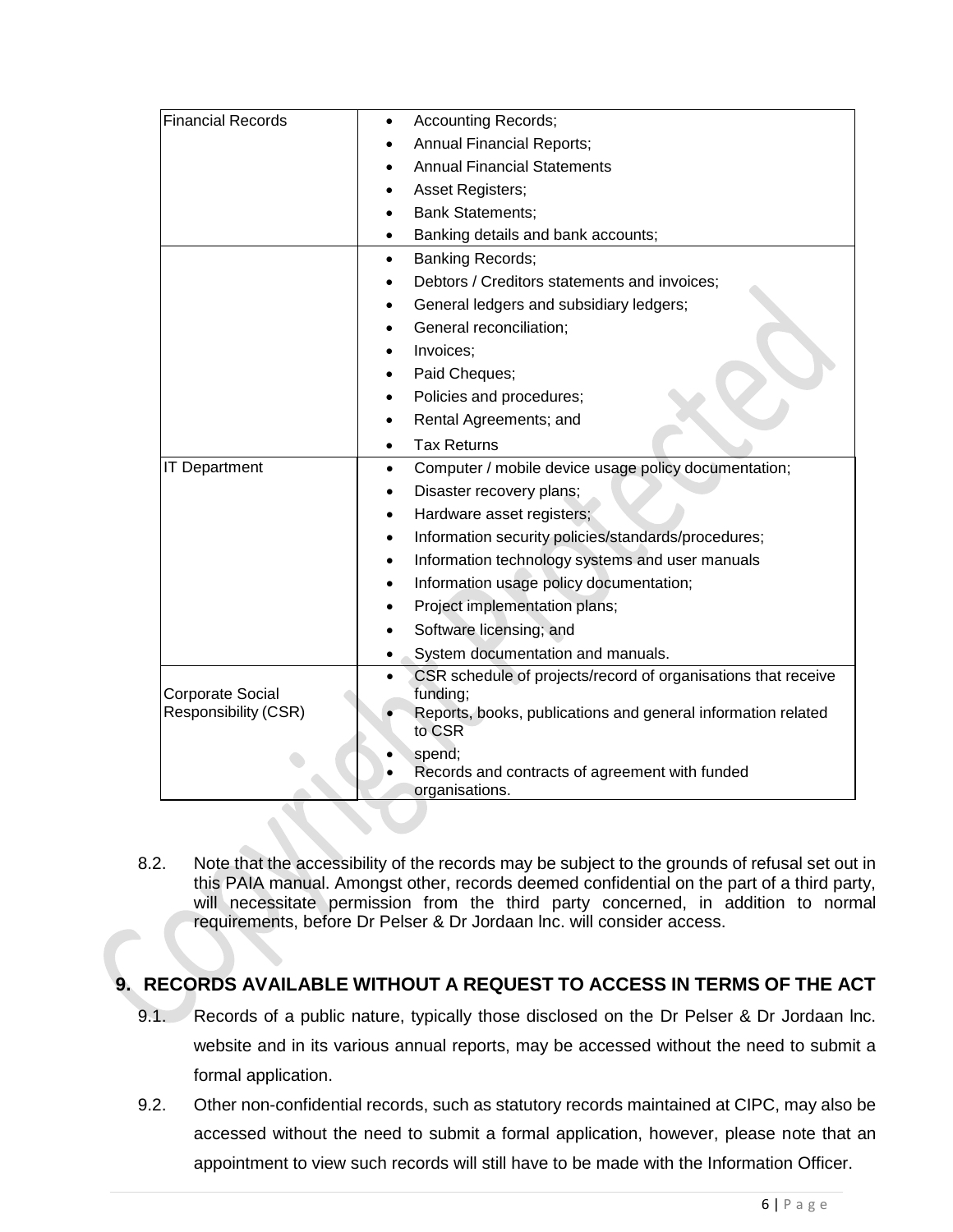| Financial Records | • Accounting Records;<br>• Annual Financial Reports;<br>• Annual Financial Statements<br>• Asset Registers;<br>• Bank Statements;<br>• Banking details and bank accounts; |
|---|---|
| | • Banking Records;<br>• Debtors / Creditors statements and invoices;<br>• General ledgers and subsidiary ledgers;<br>• General reconciliation;<br>• Invoices;<br>• Paid Cheques;<br>• Policies and procedures;<br>• Rental Agreements; and<br>• Tax Returns |
| IT Department | • Computer / mobile device usage policy documentation;<br>• Disaster recovery plans;<br>• Hardware asset registers;<br>• Information security policies/standards/procedures;<br>• Information technology systems and user manuals<br>• Information usage policy documentation;<br>• Project implementation plans;<br>• Software licensing; and<br>• System documentation and manuals. |
| Corporate Social Responsibility (CSR) | • CSR schedule of projects/record of organisations that receive funding;<br>• Reports, books, publications and general information related to CSR<br>• spend;<br>• Records and contracts of agreement with funded organisations. |

8.2. Note that the accessibility of the records may be subject to the grounds of refusal set out in this PAIA manual. Amongst other, records deemed confidential on the part of a third party, will necessitate permission from the third party concerned, in addition to normal requirements, before Dr Pelser & Dr Jordaan lnc. will consider access.

## 9. RECORDS AVAILABLE WITHOUT A REQUEST TO ACCESS IN TERMS OF THE ACT

9.1. Records of a public nature, typically those disclosed on the Dr Pelser & Dr Jordaan lnc. website and in its various annual reports, may be accessed without the need to submit a formal application.

9.2. Other non-confidential records, such as statutory records maintained at CIPC, may also be accessed without the need to submit a formal application, however, please note that an appointment to view such records will still have to be made with the Information Officer.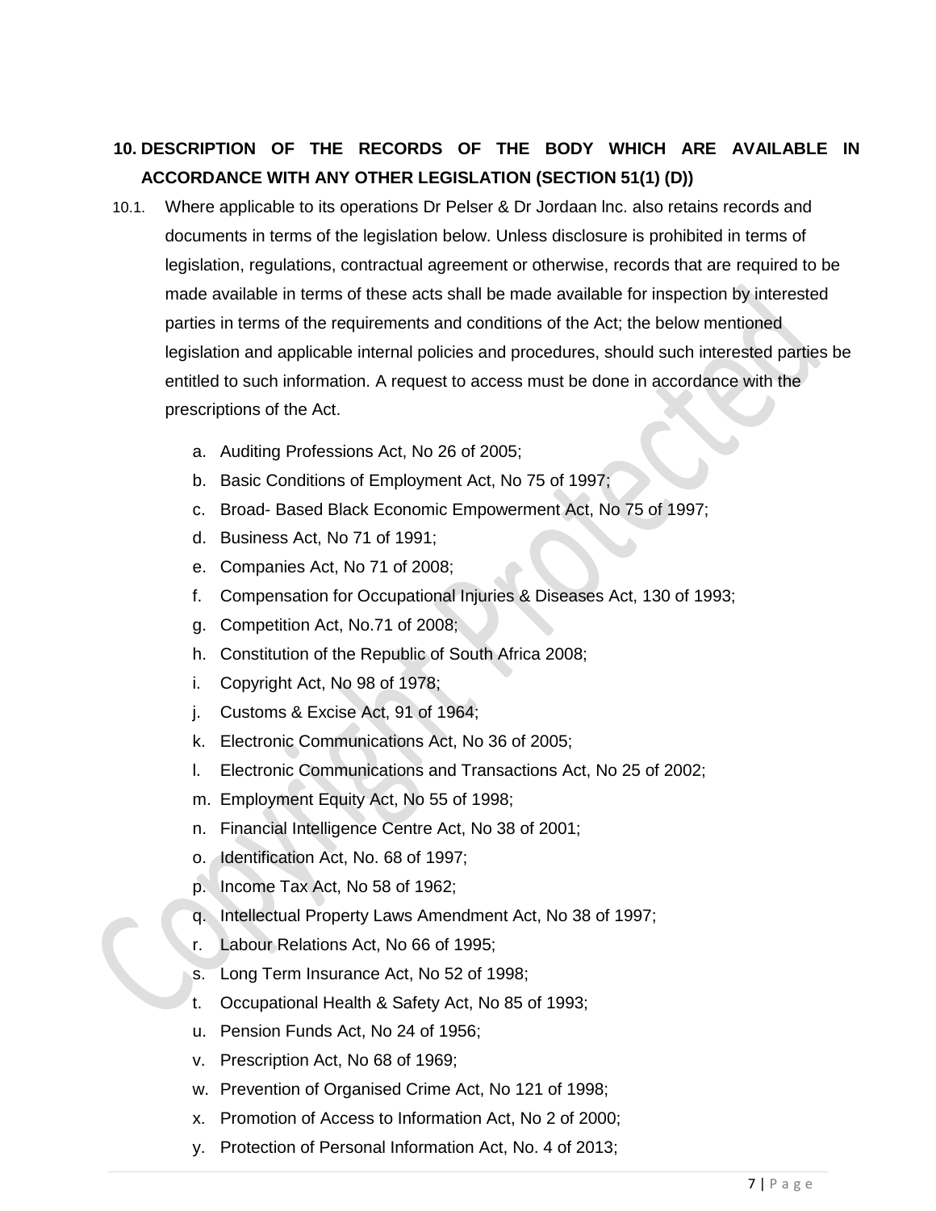## 10. DESCRIPTION OF THE RECORDS OF THE BODY WHICH ARE AVAILABLE IN ACCORDANCE WITH ANY OTHER LEGISLATION (SECTION 51(1) (D))

10.1. Where applicable to its operations Dr Pelser & Dr Jordaan lnc. also retains records and documents in terms of the legislation below. Unless disclosure is prohibited in terms of legislation, regulations, contractual agreement or otherwise, records that are required to be made available in terms of these acts shall be made available for inspection by interested parties in terms of the requirements and conditions of the Act; the below mentioned legislation and applicable internal policies and procedures, should such interested parties be entitled to such information. A request to access must be done in accordance with the prescriptions of the Act.

a. Auditing Professions Act, No 26 of 2005;
b. Basic Conditions of Employment Act, No 75 of 1997;
c. Broad- Based Black Economic Empowerment Act, No 75 of 1997;
d. Business Act, No 71 of 1991;
e. Companies Act, No 71 of 2008;
f. Compensation for Occupational Injuries & Diseases Act, 130 of 1993;
g. Competition Act, No.71 of 2008;
h. Constitution of the Republic of South Africa 2008;
i. Copyright Act, No 98 of 1978;
j. Customs & Excise Act, 91 of 1964;
k. Electronic Communications Act, No 36 of 2005;
l. Electronic Communications and Transactions Act, No 25 of 2002;
m. Employment Equity Act, No 55 of 1998;
n. Financial Intelligence Centre Act, No 38 of 2001;
o. Identification Act, No. 68 of 1997;
p. Income Tax Act, No 58 of 1962;
q. Intellectual Property Laws Amendment Act, No 38 of 1997;
r. Labour Relations Act, No 66 of 1995;
s. Long Term Insurance Act, No 52 of 1998;
t. Occupational Health & Safety Act, No 85 of 1993;
u. Pension Funds Act, No 24 of 1956;
v. Prescription Act, No 68 of 1969;
w. Prevention of Organised Crime Act, No 121 of 1998;
x. Promotion of Access to Information Act, No 2 of 2000;
y. Protection of Personal Information Act, No. 4 of 2013;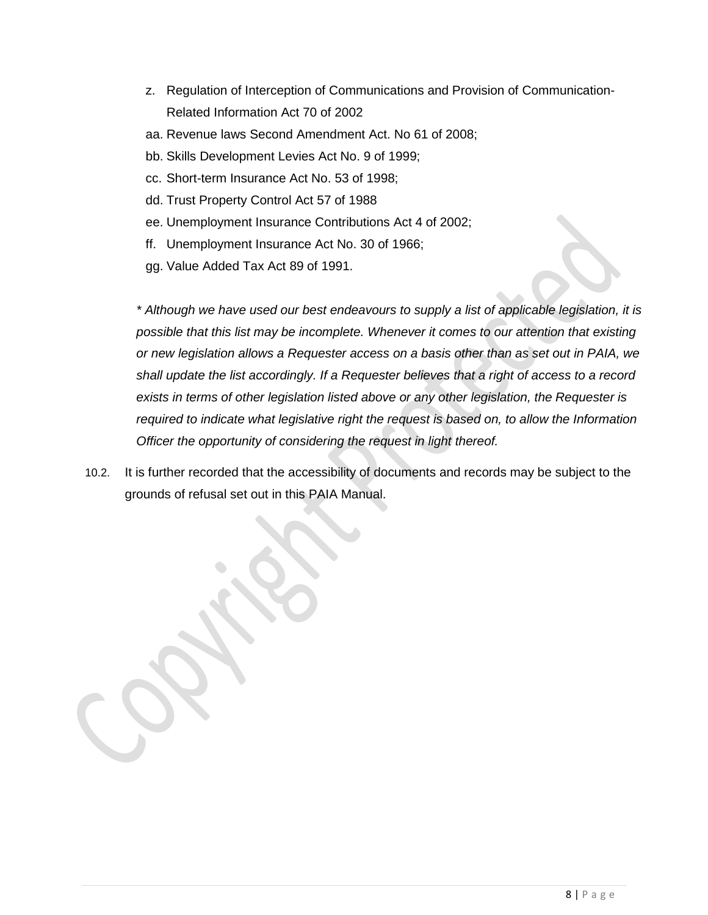z. Regulation of Interception of Communications and Provision of Communication-Related Information Act 70 of 2002

aa. Revenue laws Second Amendment Act. No 61 of 2008;

bb. Skills Development Levies Act No. 9 of 1999;

cc. Short-term Insurance Act No. 53 of 1998;

dd. Trust Property Control Act 57 of 1988

ee. Unemployment Insurance Contributions Act 4 of 2002;

ff. Unemployment Insurance Act No. 30 of 1966;

gg. Value Added Tax Act 89 of 1991.

*\* Although we have used our best endeavours to supply a list of applicable legislation, it is possible that this list may be incomplete. Whenever it comes to our attention that existing or new legislation allows a Requester access on a basis other than as set out in PAIA, we shall update the list accordingly. If a Requester believes that a right of access to a record exists in terms of other legislation listed above or any other legislation, the Requester is required to indicate what legislative right the request is based on, to allow the Information Officer the opportunity of considering the request in light thereof.*

10.2. It is further recorded that the accessibility of documents and records may be subject to the grounds of refusal set out in this PAIA Manual.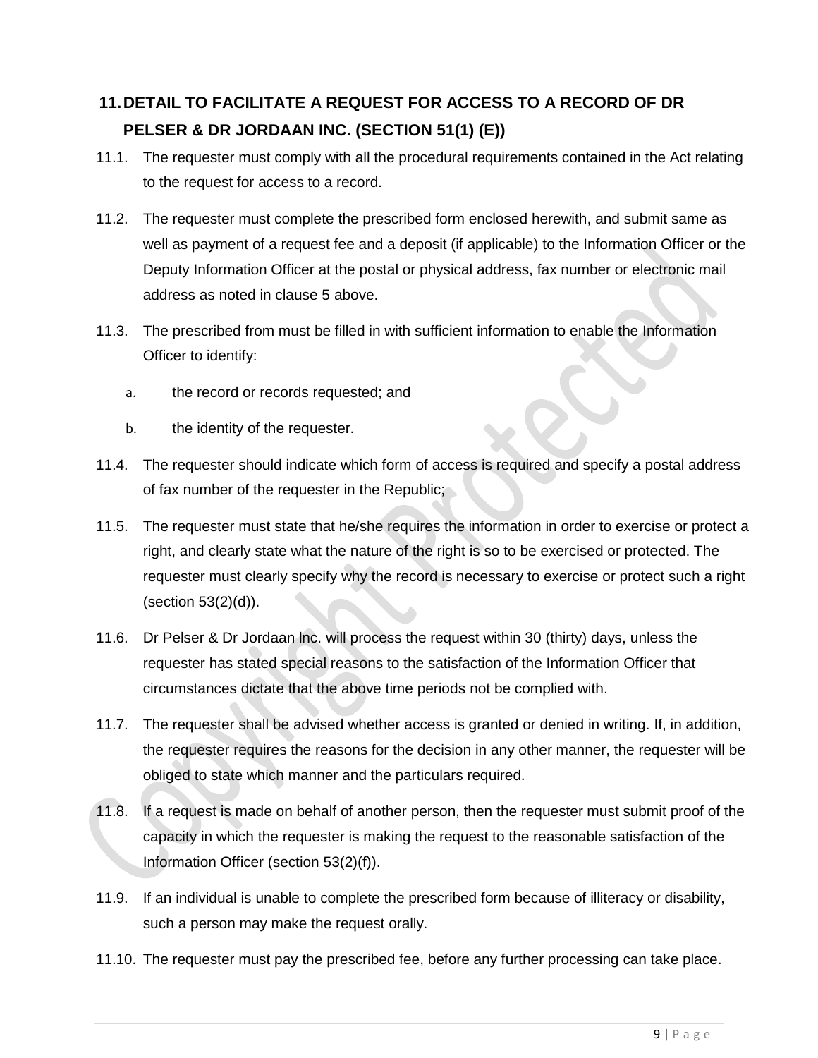## 11. DETAIL TO FACILITATE A REQUEST FOR ACCESS TO A RECORD OF DR PELSER & DR JORDAAN INC. (SECTION 51(1) (E))

11.1. The requester must comply with all the procedural requirements contained in the Act relating to the request for access to a record.

11.2. The requester must complete the prescribed form enclosed herewith, and submit same as well as payment of a request fee and a deposit (if applicable) to the Information Officer or the Deputy Information Officer at the postal or physical address, fax number or electronic mail address as noted in clause 5 above.

11.3. The prescribed from must be filled in with sufficient information to enable the Information Officer to identify:

a. the record or records requested; and

b. the identity of the requester.

11.4. The requester should indicate which form of access is required and specify a postal address of fax number of the requester in the Republic;

11.5. The requester must state that he/she requires the information in order to exercise or protect a right, and clearly state what the nature of the right is so to be exercised or protected. The requester must clearly specify why the record is necessary to exercise or protect such a right (section 53(2)(d)).

11.6. Dr Pelser & Dr Jordaan Inc. will process the request within 30 (thirty) days, unless the requester has stated special reasons to the satisfaction of the Information Officer that circumstances dictate that the above time periods not be complied with.

11.7. The requester shall be advised whether access is granted or denied in writing. If, in addition, the requester requires the reasons for the decision in any other manner, the requester will be obliged to state which manner and the particulars required.

11.8. If a request is made on behalf of another person, then the requester must submit proof of the capacity in which the requester is making the request to the reasonable satisfaction of the Information Officer (section 53(2)(f)).

11.9. If an individual is unable to complete the prescribed form because of illiteracy or disability, such a person may make the request orally.

11.10. The requester must pay the prescribed fee, before any further processing can take place.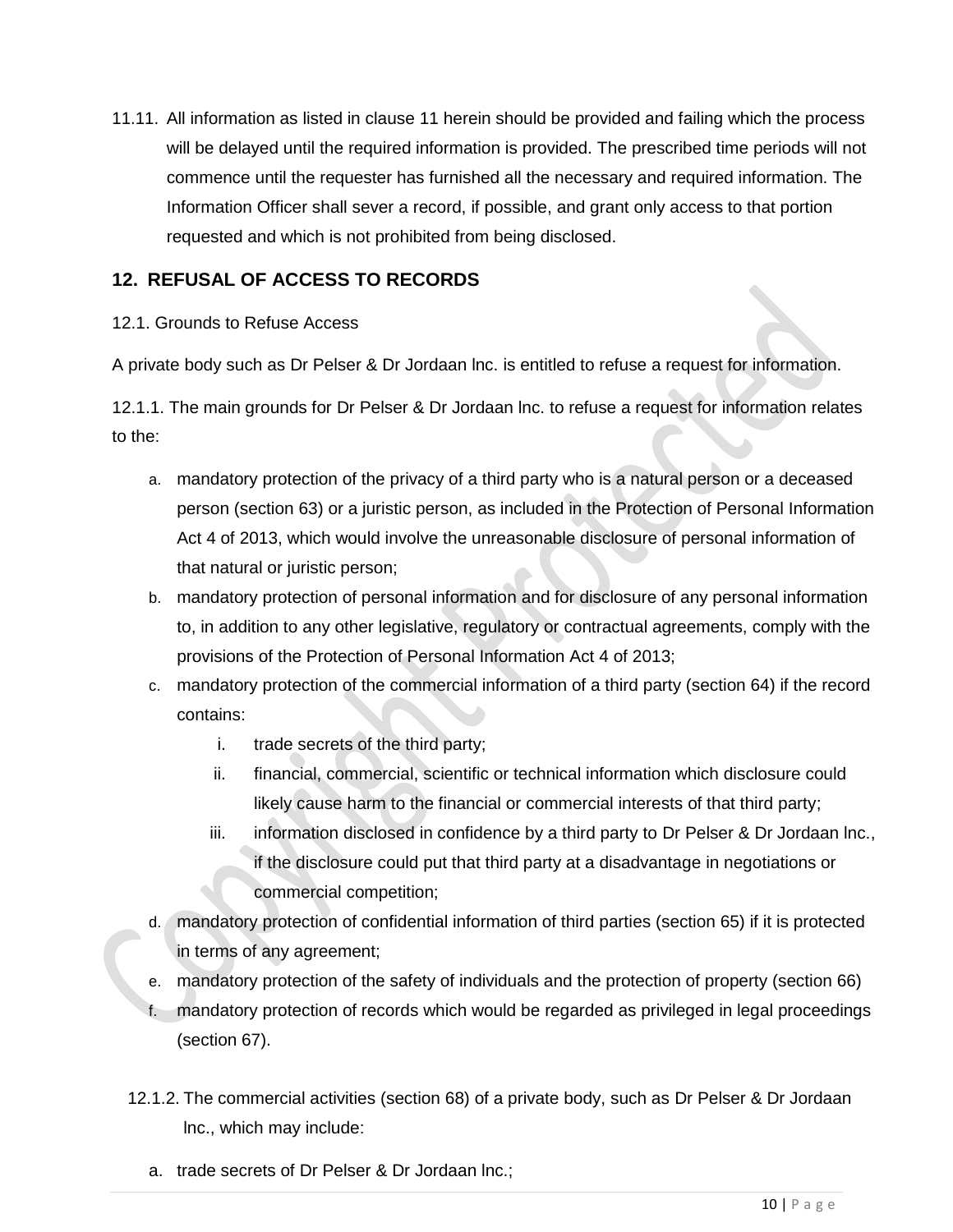11.11. All information as listed in clause 11 herein should be provided and failing which the process will be delayed until the required information is provided. The prescribed time periods will not commence until the requester has furnished all the necessary and required information. The Information Officer shall sever a record, if possible, and grant only access to that portion requested and which is not prohibited from being disclosed.

## 12. REFUSAL OF ACCESS TO RECORDS

12.1. Grounds to Refuse Access

A private body such as Dr Pelser & Dr Jordaan lnc. is entitled to refuse a request for information.

12.1.1. The main grounds for Dr Pelser & Dr Jordaan lnc. to refuse a request for information relates to the:

a. mandatory protection of the privacy of a third party who is a natural person or a deceased person (section 63) or a juristic person, as included in the Protection of Personal Information Act 4 of 2013, which would involve the unreasonable disclosure of personal information of that natural or juristic person;
b. mandatory protection of personal information and for disclosure of any personal information to, in addition to any other legislative, regulatory or contractual agreements, comply with the provisions of the Protection of Personal Information Act 4 of 2013;
c. mandatory protection of the commercial information of a third party (section 64) if the record contains:
   i. trade secrets of the third party;
   ii. financial, commercial, scientific or technical information which disclosure could likely cause harm to the financial or commercial interests of that third party;
   iii. information disclosed in confidence by a third party to Dr Pelser & Dr Jordaan lnc., if the disclosure could put that third party at a disadvantage in negotiations or commercial competition;
d. mandatory protection of confidential information of third parties (section 65) if it is protected in terms of any agreement;
e. mandatory protection of the safety of individuals and the protection of property (section 66)
f. mandatory protection of records which would be regarded as privileged in legal proceedings (section 67).

12.1.2. The commercial activities (section 68) of a private body, such as Dr Pelser & Dr Jordaan lnc., which may include:

a. trade secrets of Dr Pelser & Dr Jordaan lnc.;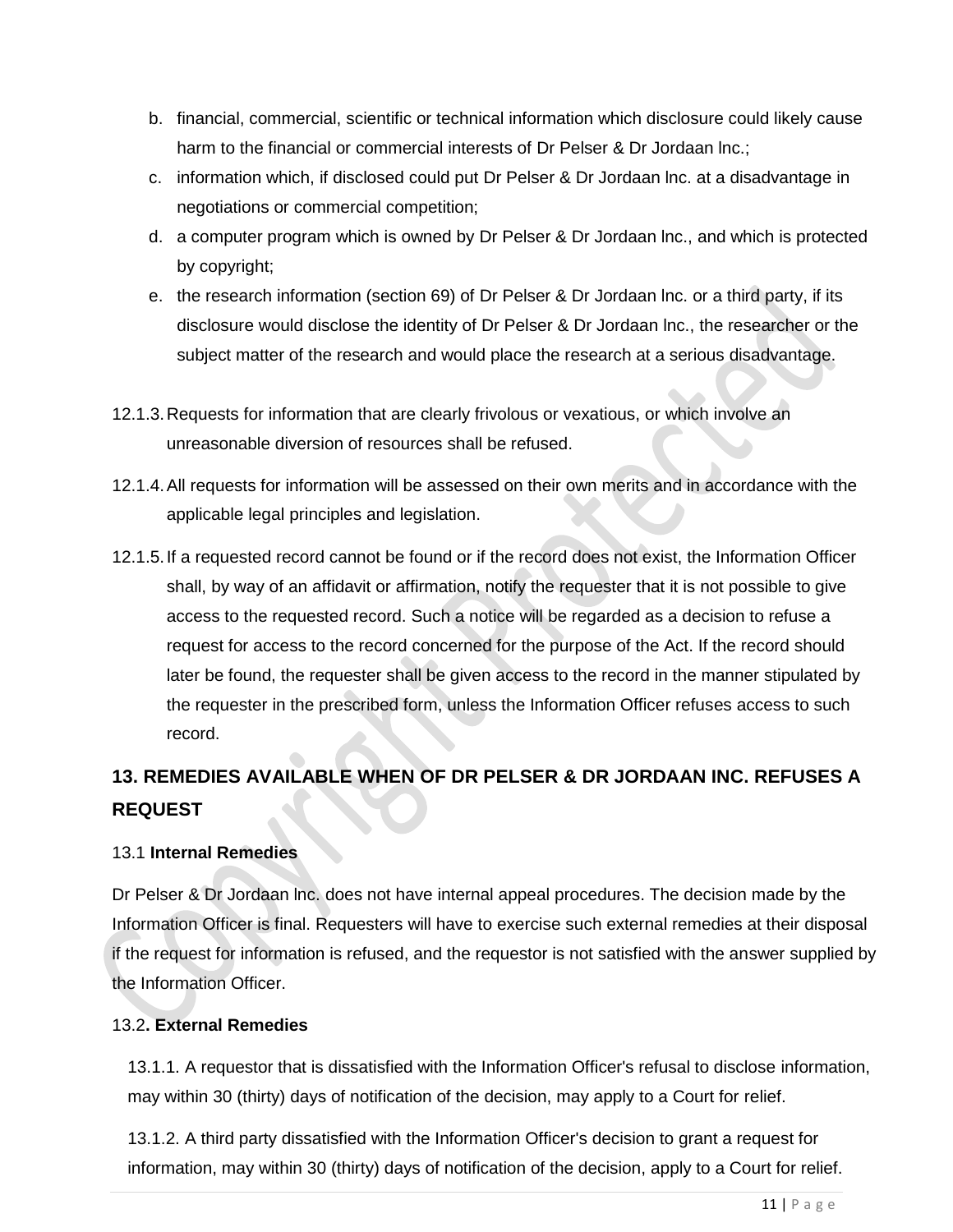b. financial, commercial, scientific or technical information which disclosure could likely cause harm to the financial or commercial interests of Dr Pelser & Dr Jordaan lnc.;
c. information which, if disclosed could put Dr Pelser & Dr Jordaan lnc. at a disadvantage in negotiations or commercial competition;
d. a computer program which is owned by Dr Pelser & Dr Jordaan lnc., and which is protected by copyright;
e. the research information (section 69) of Dr Pelser & Dr Jordaan lnc. or a third party, if its disclosure would disclose the identity of Dr Pelser & Dr Jordaan lnc., the researcher or the subject matter of the research and would place the research at a serious disadvantage.

12.1.3. Requests for information that are clearly frivolous or vexatious, or which involve an unreasonable diversion of resources shall be refused.

12.1.4. All requests for information will be assessed on their own merits and in accordance with the applicable legal principles and legislation.

12.1.5. If a requested record cannot be found or if the record does not exist, the Information Officer shall, by way of an affidavit or affirmation, notify the requester that it is not possible to give access to the requested record. Such a notice will be regarded as a decision to refuse a request for access to the record concerned for the purpose of the Act. If the record should later be found, the requester shall be given access to the record in the manner stipulated by the requester in the prescribed form, unless the Information Officer refuses access to such record.

## 13. REMEDIES AVAILABLE WHEN OF DR PELSER & DR JORDAAN INC. REFUSES A REQUEST

13.1 **Internal Remedies**

Dr Pelser & Dr Jordaan lnc. does not have internal appeal procedures. The decision made by the Information Officer is final. Requesters will have to exercise such external remedies at their disposal if the request for information is refused, and the requestor is not satisfied with the answer supplied by the Information Officer.

13.2**. External Remedies**

13.1.1. A requestor that is dissatisfied with the Information Officer's refusal to disclose information, may within 30 (thirty) days of notification of the decision, may apply to a Court for relief.

13.1.2. A third party dissatisfied with the Information Officer's decision to grant a request for information, may within 30 (thirty) days of notification of the decision, apply to a Court for relief.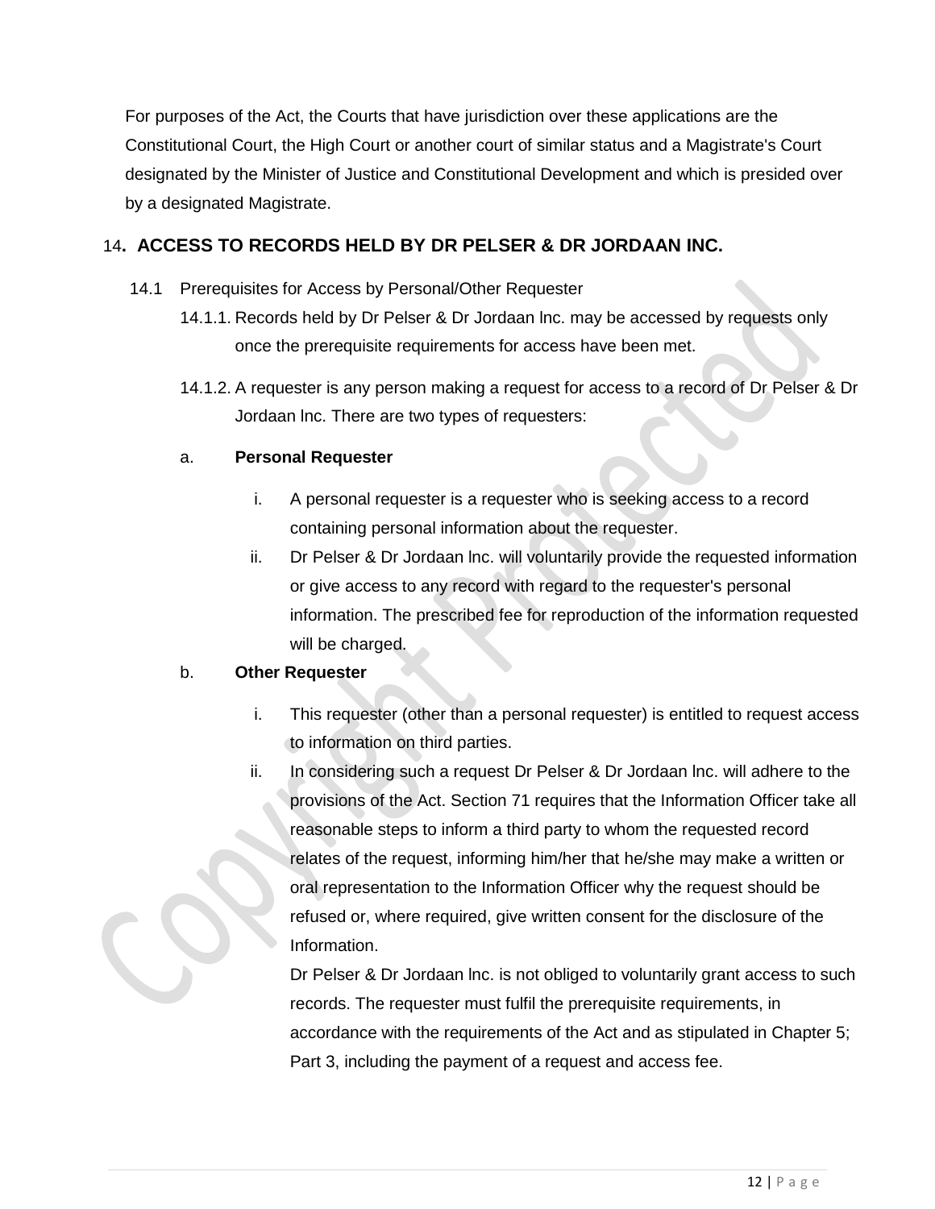For purposes of the Act, the Courts that have jurisdiction over these applications are the Constitutional Court, the High Court or another court of similar status and a Magistrate's Court designated by the Minister of Justice and Constitutional Development and which is presided over by a designated Magistrate.

## 14. ACCESS TO RECORDS HELD BY DR PELSER & DR JORDAAN INC.

14.1 Prerequisites for Access by Personal/Other Requester

14.1.1. Records held by Dr Pelser & Dr Jordaan lnc. may be accessed by requests only once the prerequisite requirements for access have been met.

14.1.2. A requester is any person making a request for access to a record of Dr Pelser & Dr Jordaan lnc. There are two types of requesters:

a. **Personal Requester**

   i. A personal requester is a requester who is seeking access to a record containing personal information about the requester.

   ii. Dr Pelser & Dr Jordaan lnc. will voluntarily provide the requested information or give access to any record with regard to the requester's personal information. The prescribed fee for reproduction of the information requested will be charged.

b. **Other Requester**

   i. This requester (other than a personal requester) is entitled to request access to information on third parties.

   ii. In considering such a request Dr Pelser & Dr Jordaan lnc. will adhere to the provisions of the Act. Section 71 requires that the Information Officer take all reasonable steps to inform a third party to whom the requested record relates of the request, informing him/her that he/she may make a written or oral representation to the Information Officer why the request should be refused or, where required, give written consent for the disclosure of the Information.

   Dr Pelser & Dr Jordaan lnc. is not obliged to voluntarily grant access to such records. The requester must fulfil the prerequisite requirements, in accordance with the requirements of the Act and as stipulated in Chapter 5; Part 3, including the payment of a request and access fee.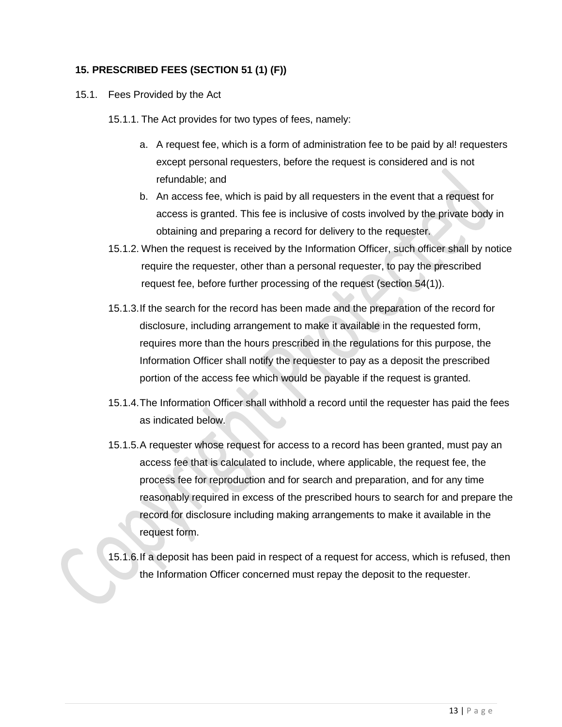## 15. PRESCRIBED FEES (SECTION 51 (1) (F))

15.1. Fees Provided by the Act

15.1.1. The Act provides for two types of fees, namely:

a. A request fee, which is a form of administration fee to be paid by al! requesters except personal requesters, before the request is considered and is not refundable; and
b. An access fee, which is paid by all requesters in the event that a request for access is granted. This fee is inclusive of costs involved by the private body in obtaining and preparing a record for delivery to the requester.

15.1.2. When the request is received by the Information Officer, such officer shall by notice require the requester, other than a personal requester, to pay the prescribed request fee, before further processing of the request (section 54(1)).

15.1.3. If the search for the record has been made and the preparation of the record for disclosure, including arrangement to make it available in the requested form, requires more than the hours prescribed in the regulations for this purpose, the Information Officer shall notify the requester to pay as a deposit the prescribed portion of the access fee which would be payable if the request is granted.

15.1.4. The Information Officer shall withhold a record until the requester has paid the fees as indicated below.

15.1.5. A requester whose request for access to a record has been granted, must pay an access fee that is calculated to include, where applicable, the request fee, the process fee for reproduction and for search and preparation, and for any time reasonably required in excess of the prescribed hours to search for and prepare the record for disclosure including making arrangements to make it available in the request form.

15.1.6. If a deposit has been paid in respect of a request for access, which is refused, then the Information Officer concerned must repay the deposit to the requester.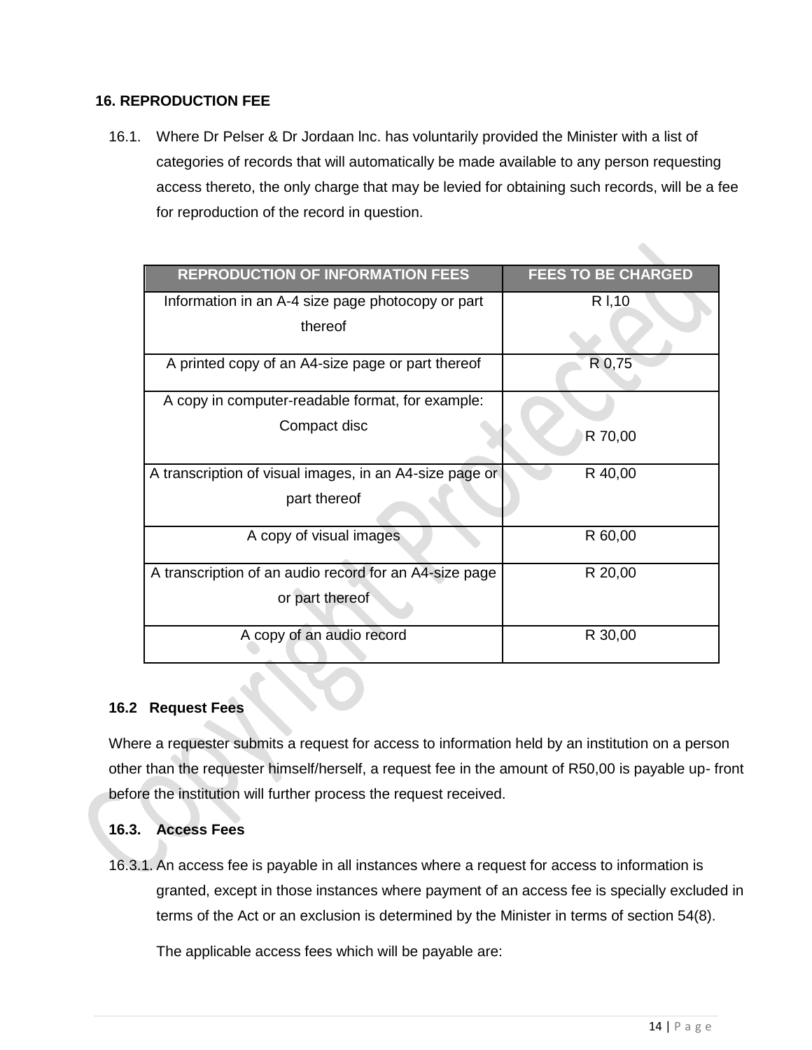## 16. REPRODUCTION FEE

16.1. Where Dr Pelser & Dr Jordaan Inc. has voluntarily provided the Minister with a list of categories of records that will automatically be made available to any person requesting access thereto, the only charge that may be levied for obtaining such records, will be a fee for reproduction of the record in question.

| REPRODUCTION OF INFORMATION FEES | FEES TO BE CHARGED |
|---|---|
| Information in an A-4 size page photocopy or part thereof | R l,10 |
| A printed copy of an A4-size page or part thereof | R 0,75 |
| A copy in computer-readable format, for example: Compact disc | R 70,00 |
| A transcription of visual images, in an A4-size page or part thereof | R 40,00 |
| A copy of visual images | R 60,00 |
| A transcription of an audio record for an A4-size page or part thereof | R 20,00 |
| A copy of an audio record | R 30,00 |

### 16.2 Request Fees

Where a requester submits a request for access to information held by an institution on a person other than the requester himself/herself, a request fee in the amount of R50,00 is payable up- front before the institution will further process the request received.

### 16.3. Access Fees

16.3.1. An access fee is payable in all instances where a request for access to information is granted, except in those instances where payment of an access fee is specially excluded in terms of the Act or an exclusion is determined by the Minister in terms of section 54(8).

The applicable access fees which will be payable are: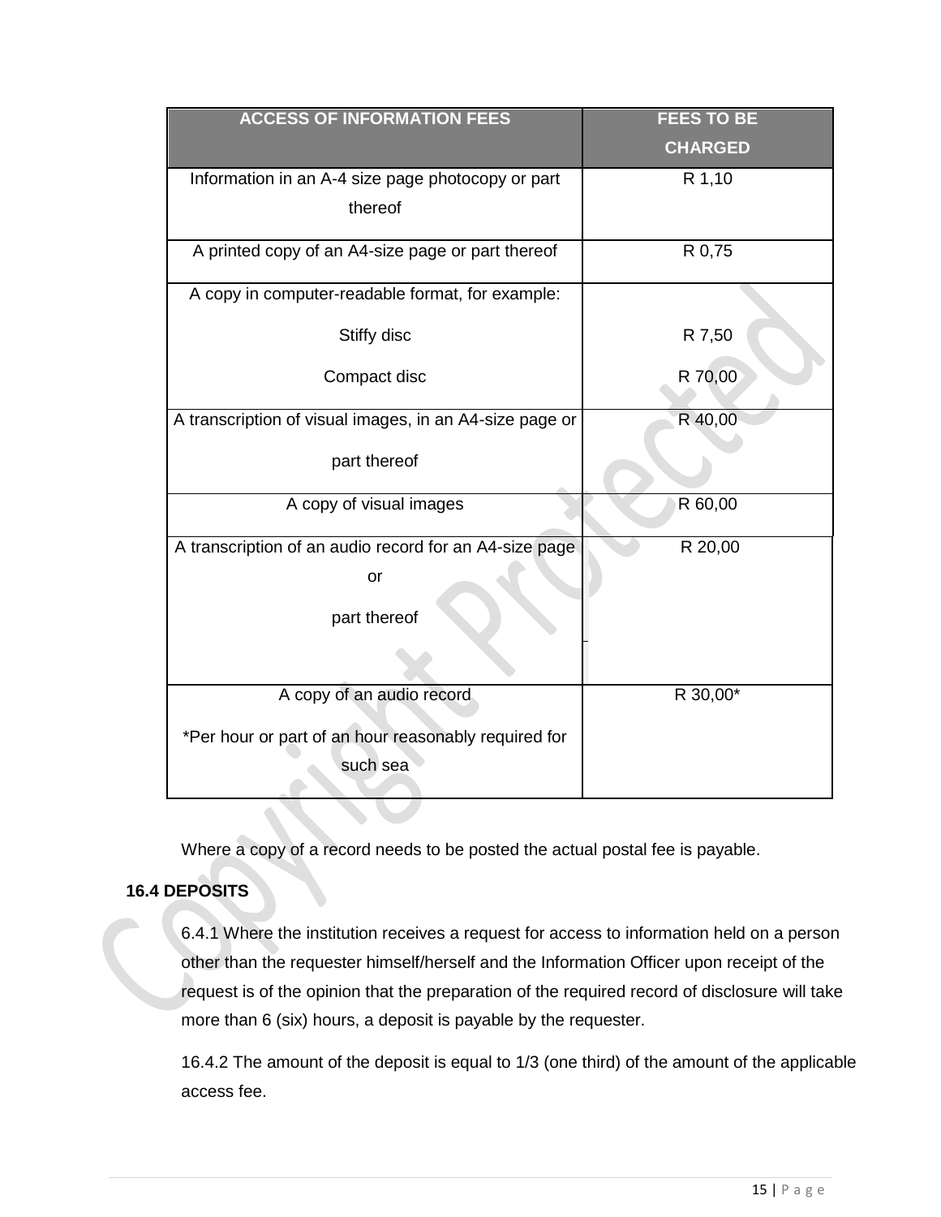| ACCESS OF INFORMATION FEES | FEES TO BE CHARGED |
|---|---|
| Information in an A-4 size page photocopy or part thereof | R 1,10 |
| A printed copy of an A4-size page or part thereof | R 0,75 |
| A copy in computer-readable format, for example:<br>Stiffy disc<br>Compact disc | <br>R 7,50<br>R 70,00 |
| A transcription of visual images, in an A4-size page or part thereof | R 40,00 |
| A copy of visual images | R 60,00 |
| A transcription of an audio record for an A4-size page or part thereof | R 20,00 |
| A copy of an audio record<br>*Per hour or part of an hour reasonably required for such sea | R 30,00* |

Where a copy of a record needs to be posted the actual postal fee is payable.

**16.4 DEPOSITS**

6.4.1 Where the institution receives a request for access to information held on a person other than the requester himself/herself and the Information Officer upon receipt of the request is of the opinion that the preparation of the required record of disclosure will take more than 6 (six) hours, a deposit is payable by the requester.

16.4.2 The amount of the deposit is equal to 1/3 (one third) of the amount of the applicable access fee.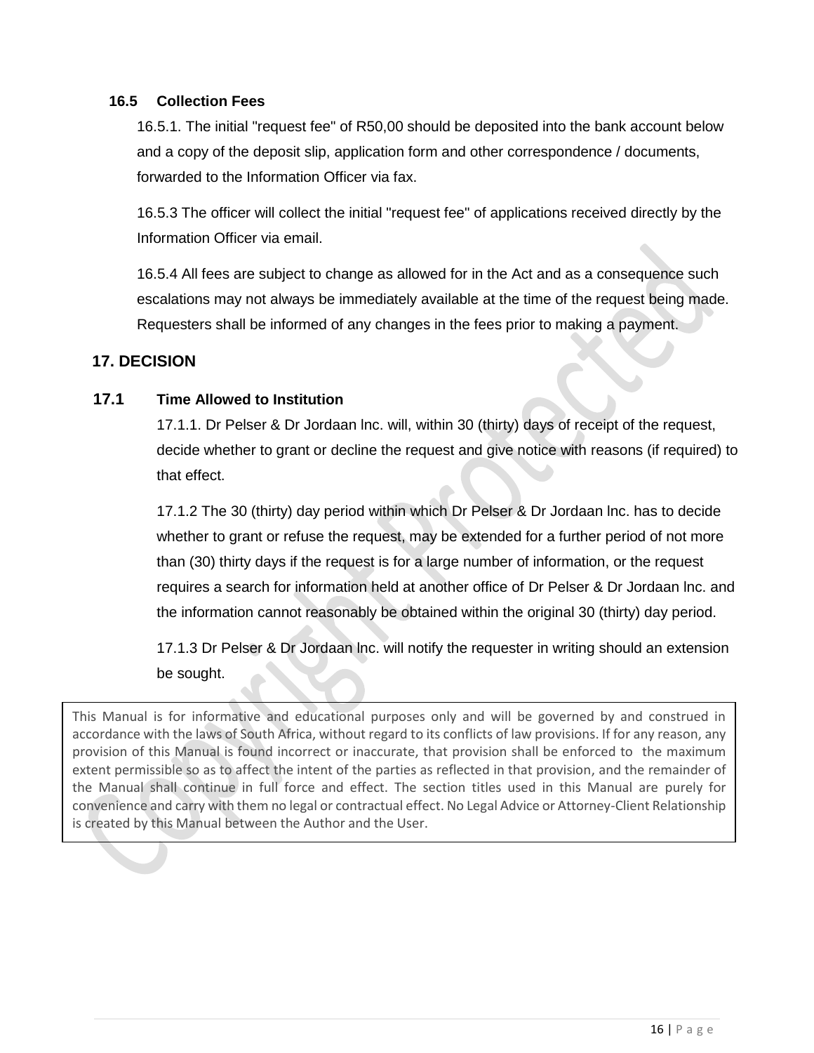### 16.5 Collection Fees

16.5.1. The initial "request fee" of R50,00 should be deposited into the bank account below and a copy of the deposit slip, application form and other correspondence / documents, forwarded to the Information Officer via fax.

16.5.3 The officer will collect the initial "request fee" of applications received directly by the Information Officer via email.

16.5.4 All fees are subject to change as allowed for in the Act and as a consequence such escalations may not always be immediately available at the time of the request being made. Requesters shall be informed of any changes in the fees prior to making a payment.

## 17. DECISION

### 17.1 Time Allowed to Institution

17.1.1. Dr Pelser & Dr Jordaan lnc. will, within 30 (thirty) days of receipt of the request, decide whether to grant or decline the request and give notice with reasons (if required) to that effect.

17.1.2 The 30 (thirty) day period within which Dr Pelser & Dr Jordaan lnc. has to decide whether to grant or refuse the request, may be extended for a further period of not more than (30) thirty days if the request is for a large number of information, or the request requires a search for information held at another office of Dr Pelser & Dr Jordaan lnc. and the information cannot reasonably be obtained within the original 30 (thirty) day period.

17.1.3 Dr Pelser & Dr Jordaan lnc. will notify the requester in writing should an extension be sought.

This Manual is for informative and educational purposes only and will be governed by and construed in accordance with the laws of South Africa, without regard to its conflicts of law provisions. If for any reason, any provision of this Manual is found incorrect or inaccurate, that provision shall be enforced to the maximum extent permissible so as to affect the intent of the parties as reflected in that provision, and the remainder of the Manual shall continue in full force and effect. The section titles used in this Manual are purely for convenience and carry with them no legal or contractual effect. No Legal Advice or Attorney-Client Relationship is created by this Manual between the Author and the User.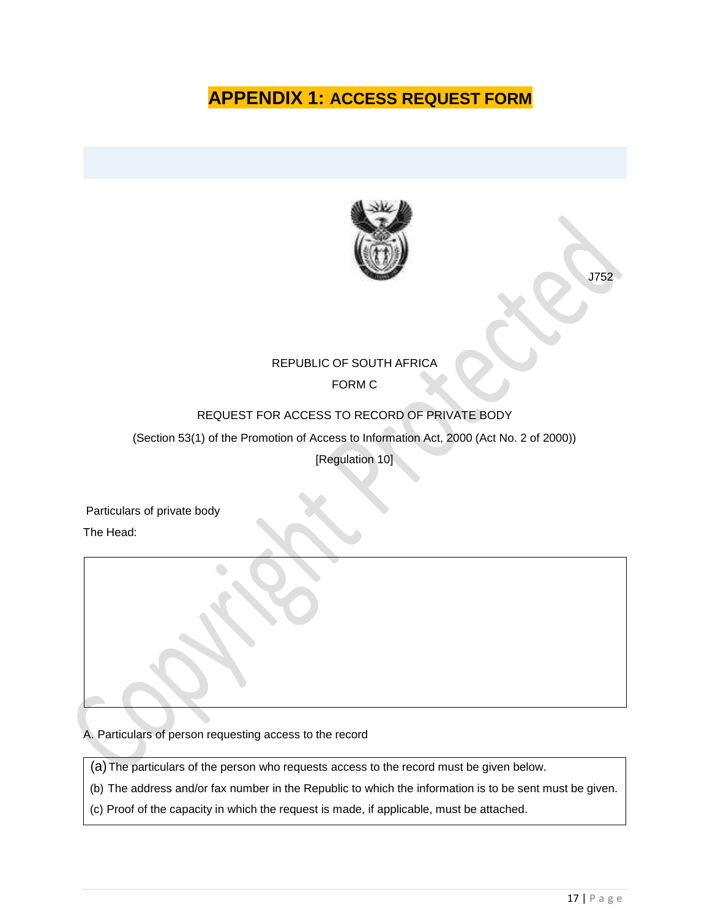# APPENDIX 1: ACCESS REQUEST FORM

J752

REPUBLIC OF SOUTH AFRICA

FORM C

REQUEST FOR ACCESS TO RECORD OF PRIVATE BODY

(Section 53(1) of the Promotion of Access to Information Act, 2000 (Act No. 2 of 2000))

[Regulation 10]

Particulars of private body

The Head:

|   |
|---|
|   |

A. Particulars of person requesting access to the record

| (a) The particulars of the person who requests access to the record must be given below.<br>(b) The address and/or fax number in the Republic to which the information is to be sent must be given.<br>(c) Proof of the capacity in which the request is made, if applicable, must be attached. |
|---|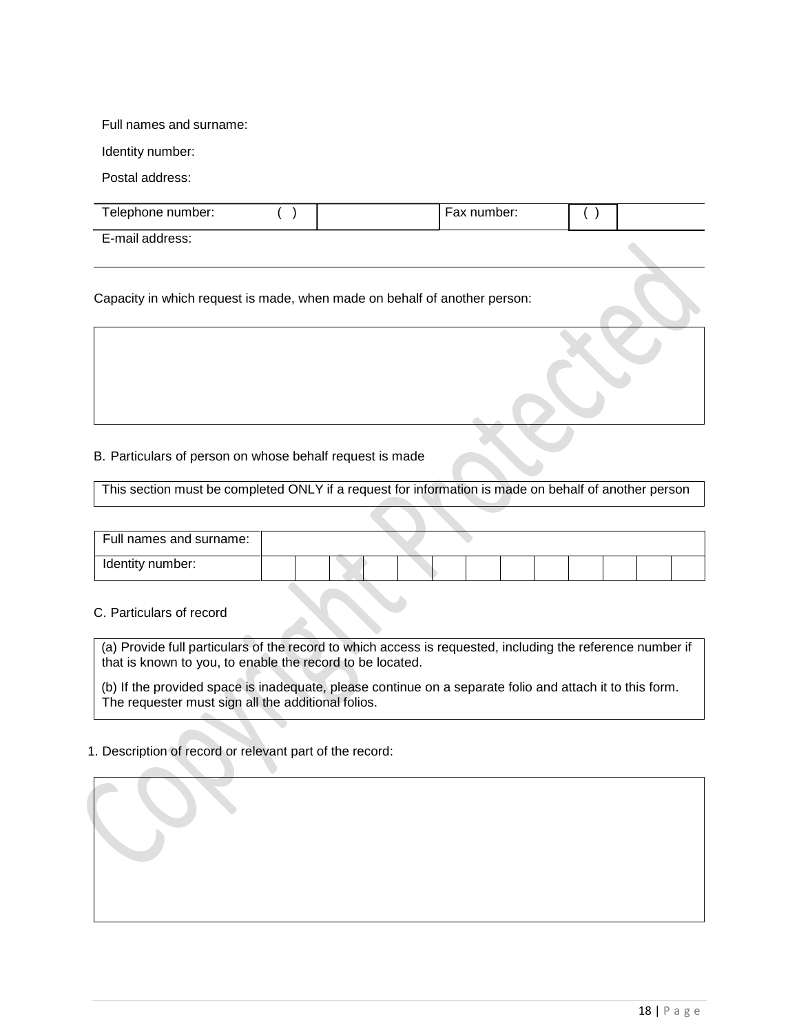Full names and surname:

Identity number:

Postal address:

| Telephone number: | ( ) | | Fax number: | ( ) | |
|---|---|---|---|---|---|

E-mail address:

Capacity in which request is made, when made on behalf of another person:

| |
|---|
| |

B. Particulars of person on whose behalf request is made

| This section must be completed ONLY if a request for information is made on behalf of another person |
|---|

| Full names and surname: | | | | | | | | | | | | | |
|---|---|---|---|---|---|---|---|---|---|---|---|---|---|
| Identity number: | | | | | | | | | | | | | |

C. Particulars of record

| (a) Provide full particulars of the record to which access is requested, including the reference number if that is known to you, to enable the record to be located.<br><br>(b) If the provided space is inadequate, please continue on a separate folio and attach it to this form. The requester must sign all the additional folios. |
|---|

1. Description of record or relevant part of the record:

| |
|---|
| |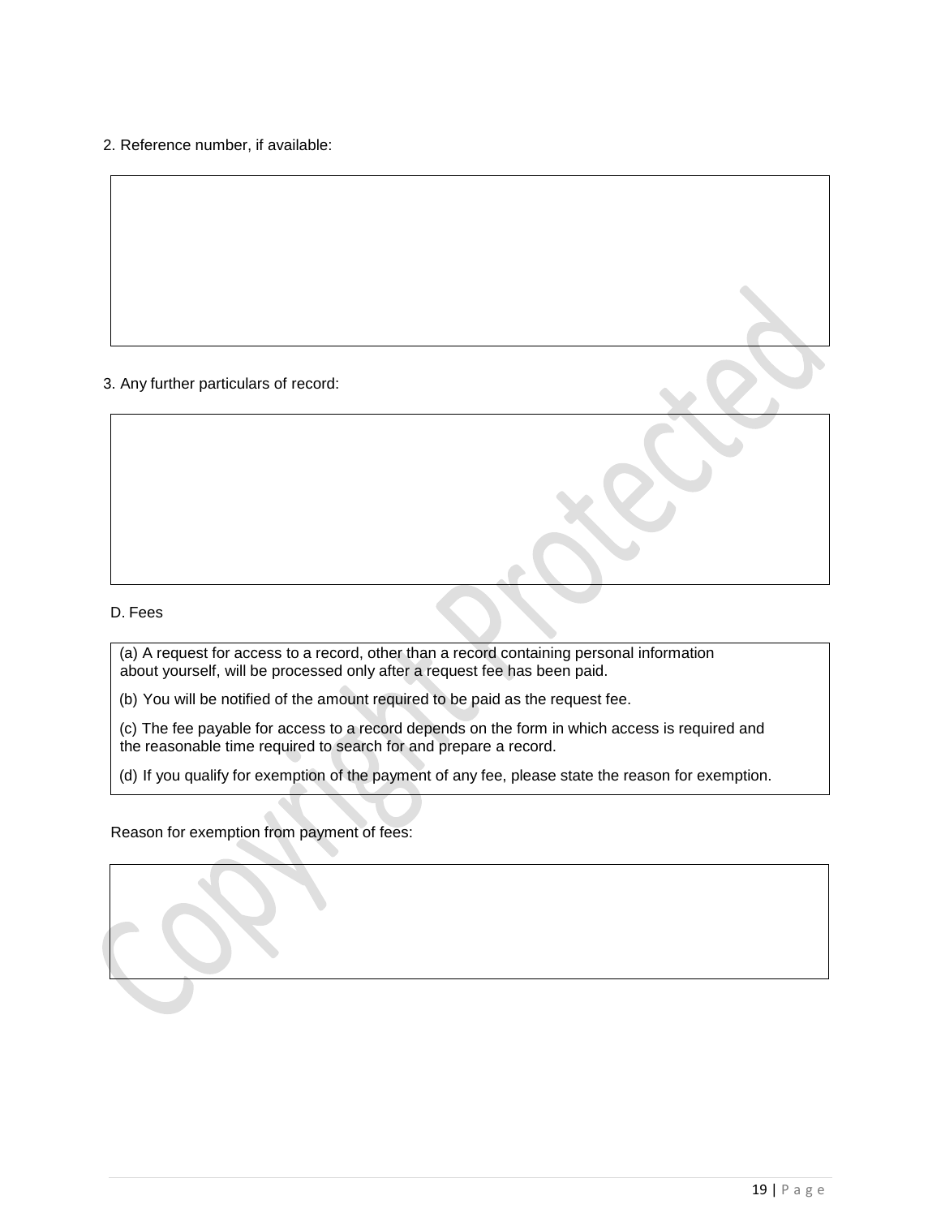2. Reference number, if available:

3. Any further particulars of record:

D. Fees

(a) A request for access to a record, other than a record containing personal information about yourself, will be processed only after a request fee has been paid.

(b) You will be notified of the amount required to be paid as the request fee.

(c) The fee payable for access to a record depends on the form in which access is required and the reasonable time required to search for and prepare a record.

(d) If you qualify for exemption of the payment of any fee, please state the reason for exemption.

Reason for exemption from payment of fees: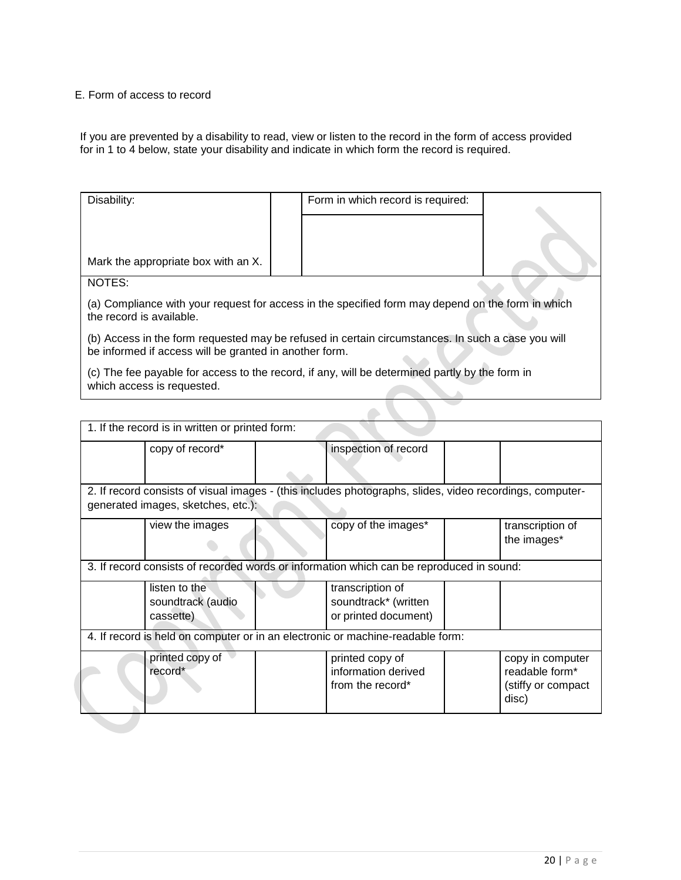E. Form of access to record

If you are prevented by a disability to read, view or listen to the record in the form of access provided for in 1 to 4 below, state your disability and indicate in which form the record is required.

| Disability: | | Form in which record is required: | |
|---|---|---|---|
| Mark the appropriate box with an X. | | | |

NOTES:

(a) Compliance with your request for access in the specified form may depend on the form in which the record is available.

(b) Access in the form requested may be refused in certain circumstances. In such a case you will be informed if access will be granted in another form.

(c) The fee payable for access to the record, if any, will be determined partly by the form in which access is requested.

| 1. If the record is in written or printed form: | | | | | |
|---|---|---|---|---|---|
| | copy of record* | | inspection of record | | |
| 2. If record consists of visual images - (this includes photographs, slides, video recordings, computer-generated images, sketches, etc.): | | | | | |
| | view the images | | copy of the images* | | transcription of the images* |
| 3. If record consists of recorded words or information which can be reproduced in sound: | | | | | |
| | listen to the soundtrack (audio cassette) | | transcription of soundtrack* (written or printed document) | | |
| 4. If record is held on computer or in an electronic or machine-readable form: | | | | | |
| | printed copy of record* | | printed copy of information derived from the record* | | copy in computer readable form* (stiffy or compact disc) |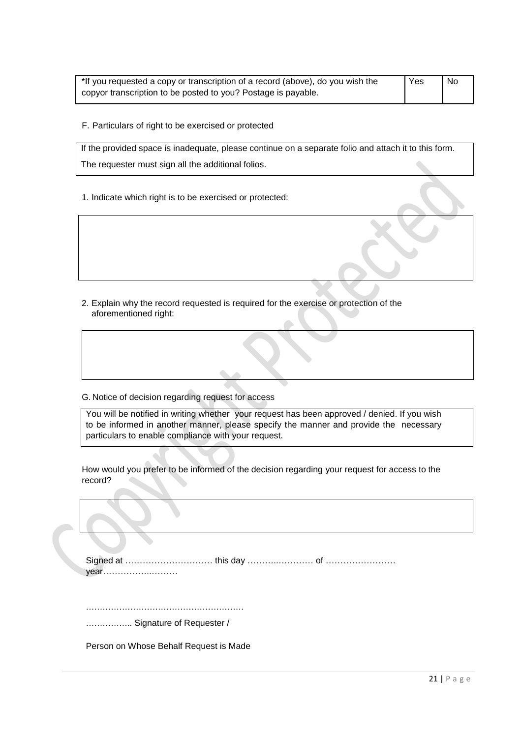| | | |
|---|---|---|
| *If you requested a copy or transcription of a record (above), do you wish the copyor transcription to be posted to you? Postage is payable. | Yes | No |

F. Particulars of right to be exercised or protected

| |
|---|
| If the provided space is inadequate, please continue on a separate folio and attach it to this form. The requester must sign all the additional folios. |

1. Indicate which right is to be exercised or protected:

| |
|---|
| |

2. Explain why the record requested is required for the exercise or protection of the aforementioned right:

| |
|---|
| |

G. Notice of decision regarding request for access

| |
|---|
| You will be notified in writing whether your request has been approved / denied. If you wish to be informed in another manner, please specify the manner and provide the necessary particulars to enable compliance with your request. |

How would you prefer to be informed of the decision regarding your request for access to the record?

| |
|---|
| |

Signed at ………………………… this day ……….………… of …………………… year……………..………

…………………………………………………

…………….. Signature of Requester /

Person on Whose Behalf Request is Made